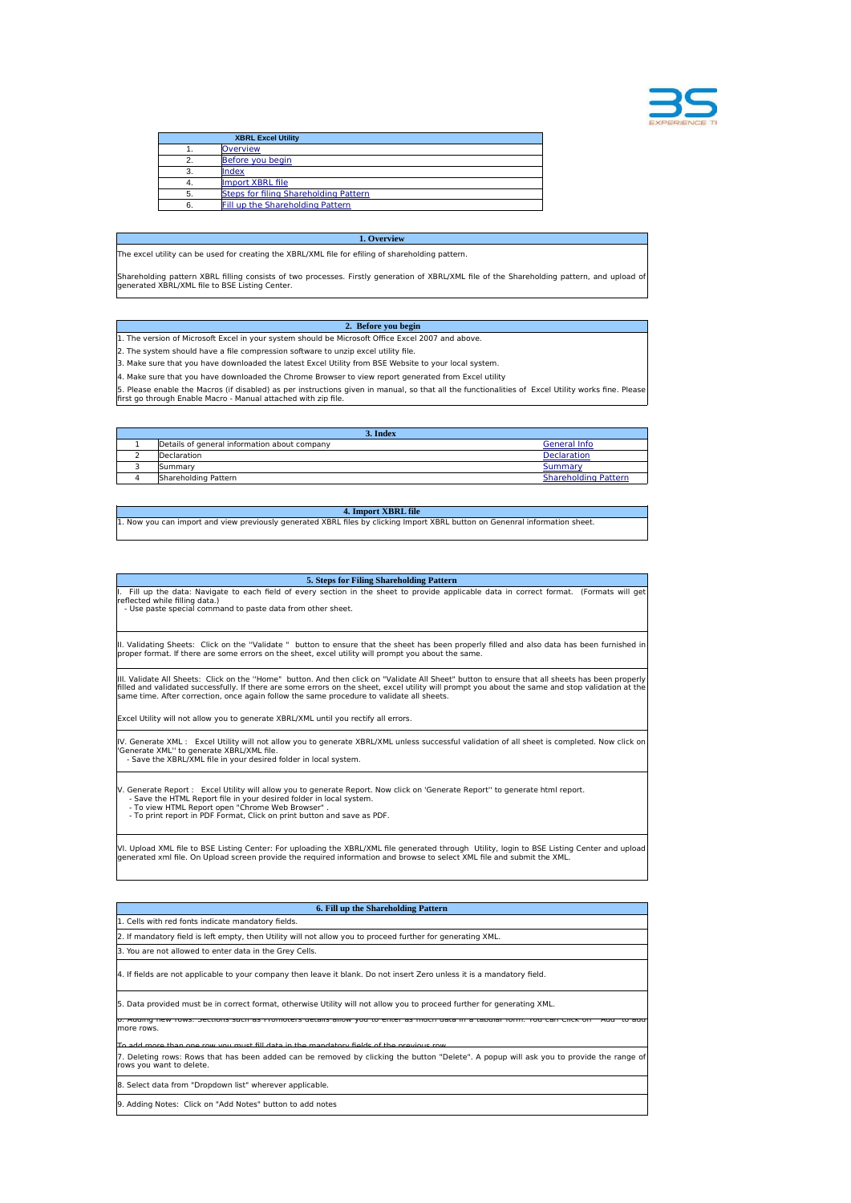| XBRL Excel Utility | |
|---|---|
| 1. | Overview |
| 2. | Before you begin |
| 3. | Index |
| 4. | Import XBRL file |
| 5. | Steps for filing Shareholding Pattern |
| 6. | Fill up the Shareholding Pattern |

## 1. Overview

The excel utility can be used for creating the XBRL/XML file for efiling of shareholding pattern.

Shareholding pattern XBRL filling consists of two processes. Firstly generation of XBRL/XML file of the Shareholding pattern, and upload of generated XBRL/XML file to BSE Listing Center.

## 2. Before you begin

1. The version of Microsoft Excel in your system should be Microsoft Office Excel 2007 and above.

2. The system should have a file compression software to unzip excel utility file.

3. Make sure that you have downloaded the latest Excel Utility from BSE Website to your local system.

4. Make sure that you have downloaded the Chrome Browser to view report generated from Excel utility

5. Please enable the Macros (if disabled) as per instructions given in manual, so that all the functionalities of Excel Utility works fine. Please first go through Enable Macro - Manual attached with zip file.

## 3. Index

| | | |
|---|---|---|
| 1 | Details of general information about company | General Info |
| 2 | Declaration | Declaration |
| 3 | Summary | Summary |
| 4 | Shareholding Pattern | Shareholding Pattern |

## 4. Import XBRL file

1. Now you can import and view previously generated XBRL files by clicking Import XBRL button on Genenral information sheet.

## 5. Steps for Filing Shareholding Pattern

I. Fill up the data: Navigate to each field of every section in the sheet to provide applicable data in correct format. (Formats will get reflected while filling data.)
- Use paste special command to paste data from other sheet.

II. Validating Sheets: Click on the ''Validate '' button to ensure that the sheet has been properly filled and also data has been furnished in proper format. If there are some errors on the sheet, excel utility will prompt you about the same.

III. Validate All Sheets: Click on the ''Home'' button. And then click on "Validate All Sheet" button to ensure that all sheets has been properly filled and validated successfully. If there are some errors on the sheet, excel utility will prompt you about the same and stop validation at the same time. After correction, once again follow the same procedure to validate all sheets.

Excel Utility will not allow you to generate XBRL/XML until you rectify all errors.

IV. Generate XML : Excel Utility will not allow you to generate XBRL/XML unless successful validation of all sheet is completed. Now click on 'Generate XML'' to generate XBRL/XML file.
- Save the XBRL/XML file in your desired folder in local system.

V. Generate Report : Excel Utility will allow you to generate Report. Now click on 'Generate Report'' to generate html report.
- Save the HTML Report file in your desired folder in local system.
- To view HTML Report open "Chrome Web Browser" .
- To print report in PDF Format, Click on print button and save as PDF.

VI. Upload XML file to BSE Listing Center: For uploading the XBRL/XML file generated through Utility, login to BSE Listing Center and upload generated xml file. On Upload screen provide the required information and browse to select XML file and submit the XML.

## 6. Fill up the Shareholding Pattern

1. Cells with red fonts indicate mandatory fields.

2. If mandatory field is left empty, then Utility will not allow you to proceed further for generating XML.

3. You are not allowed to enter data in the Grey Cells.

4. If fields are not applicable to your company then leave it blank. Do not insert Zero unless it is a mandatory field.

5. Data provided must be in correct format, otherwise Utility will not allow you to proceed further for generating XML.

6. Adding new rows: Sections such as Promoters details allow you to enter as much data in a tabular form. You can Click on "Add" to add more rows.

To add more than one row you must fill data in the mandatory fields of the previous row.

7. Deleting rows: Rows that has been added can be removed by clicking the button "Delete". A popup will ask you to provide the range of rows you want to delete.

8. Select data from "Dropdown list" wherever applicable.

9. Adding Notes: Click on "Add Notes" button to add notes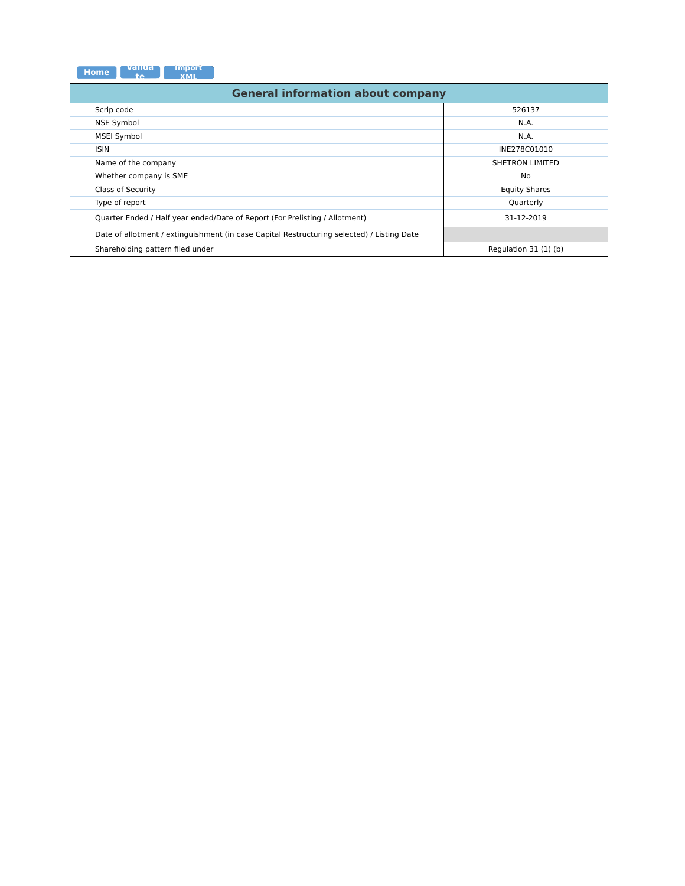Home Validate Import XML

| General information about company | |
|---|---|
| Scrip code | 526137 |
| NSE Symbol | N.A. |
| MSEI Symbol | N.A. |
| ISIN | INE278C01010 |
| Name of the company | SHETRON LIMITED |
| Whether company is SME | No |
| Class of Security | Equity Shares |
| Type of report | Quarterly |
| Quarter Ended / Half year ended/Date of Report (For Prelisting / Allotment) | 31-12-2019 |
| Date of allotment / extinguishment (in case Capital Restructuring selected) / Listing Date | |
| Shareholding pattern filed under | Regulation 31 (1) (b) |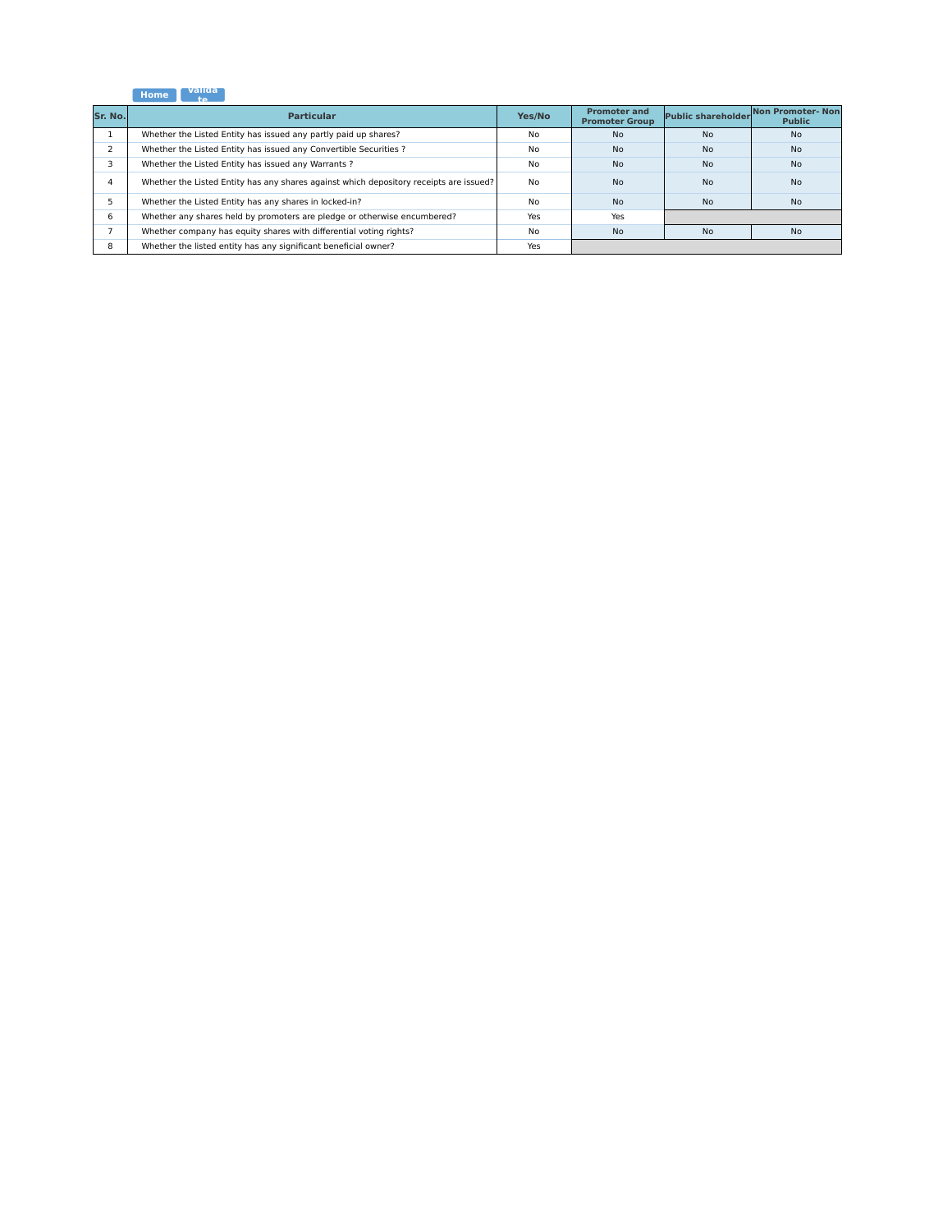| Sr. No. | Particular | Yes/No | Promoter and Promoter Group | Public shareholder | Non Promoter- Non Public |
|---|---|---|---|---|---|
| 1 | Whether the Listed Entity has issued any partly paid up shares? | No | No | No | No |
| 2 | Whether the Listed Entity has issued any Convertible Securities ? | No | No | No | No |
| 3 | Whether the Listed Entity has issued any Warrants ? | No | No | No | No |
| 4 | Whether the Listed Entity has any shares against which depository receipts are issued? | No | No | No | No |
| 5 | Whether the Listed Entity has any shares in locked-in? | No | No | No | No |
| 6 | Whether any shares held by promoters are pledge or otherwise encumbered? | Yes | Yes | | |
| 7 | Whether company has equity shares with differential voting rights? | No | No | No | No |
| 8 | Whether the listed entity has any significant beneficial owner? | Yes | | | |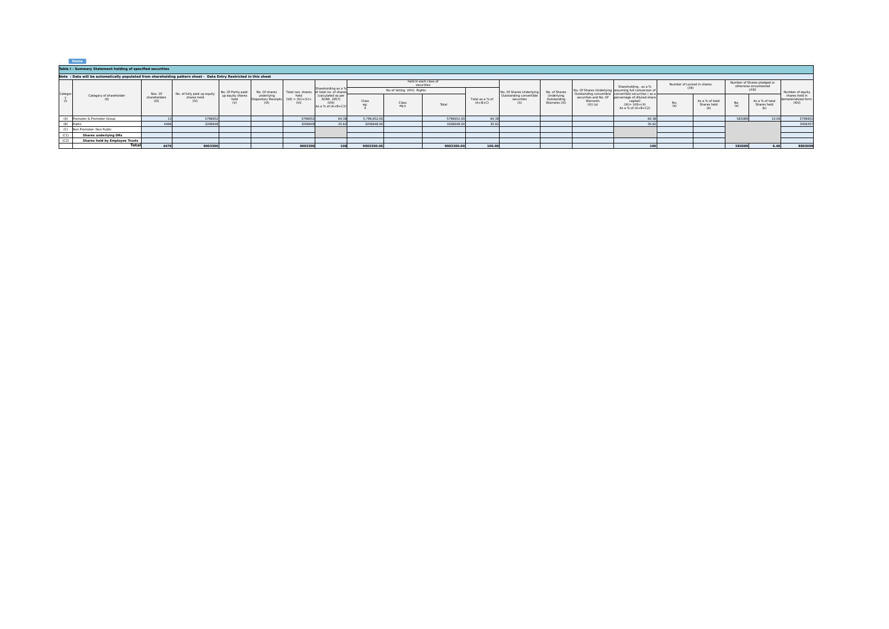Home

## Table I - Summary Statement holding of specified securities

**Note : Data will be automatically populated from shareholding pattern sheet - Data Entry Restricted in this sheet**

| Category (I) | Category of shareholder (II) | Nos. Of shareholders (III) | No. of fully paid up equity shares held (IV) | No. Of Partly paid-up equity shares held (V) | No. Of shares underlying Depository Receipts (VI) | Total nos. shares held (VII) = (IV)+(V)+ (VI) | Shareholding as a % of total no. of shares (calculated as per SCRR, 1957) (VIII) As a % of (A+B+C2) | Number of Voting Rights held in each class of securities (IX) | | | | No. Of Shares Underlying Outstanding convertible securities (X) | No. of Shares Underlying Outstanding Warrants (Xi) | No. Of Shares Underlying Outstanding convertible securities and No. Of Warrants (Xi) (a) | Shareholding , as a % assuming full conversion of convertible securities ( as a percentage of diluted share capital) (XI)= (VII)+(X) As a % of (A+B+C2) | Number of Locked in shares (XII) | | Number of Shares pledged or otherwise encumbered (XIII) | | Number of equity shares held in dematerialized form (XIV) |
|---|---|---|---|---|---|---|---|---|---|---|---|---|---|---|---|---|---|---|---|---|
| | | | | | | | | No of Voting (XIV) Rights | | | Total as a % of (A+B+C) | | | | | No. (a) | As a % of total Shares held (b) | No. (a) | As a % of total Shares held (b) | |
| | | | | | | | | Class eg: X | Class eg:y | Total | | | | | | | | | | |
| (A) | Promoter & Promoter Group | 13 | 5796652 | | | 5796652 | 64.38 | 5,796,652.00 | | 5796652.00 | 64.38 | | | | 64.38 | | | 583089 | 10.06 | 5796652 |
| (B) | Public | 4466 | 3206648 | | | 3206648 | 35.62 | 3206648.00 | | 3206648.00 | 35.62 | | | | 35.62 | | | | | 3006357 |
| (C) | Non Promoter- Non Public | | | | | | | | | | | | | | | | | | | |
| (C1) | **Shares underlying DRs** | | | | | | | | | | | | | | | | | | | |
| (C2) | **Shares held by Employee Trusts** | | | | | | | | | | | | | | | | | | | |
| | **Total** | **4479** | **9003300** | | | **9003300** | **100** | **9003300.00** | | **9003300.00** | **100.00** | | | | **100** | | | **583089** | **6.48** | **8803009** |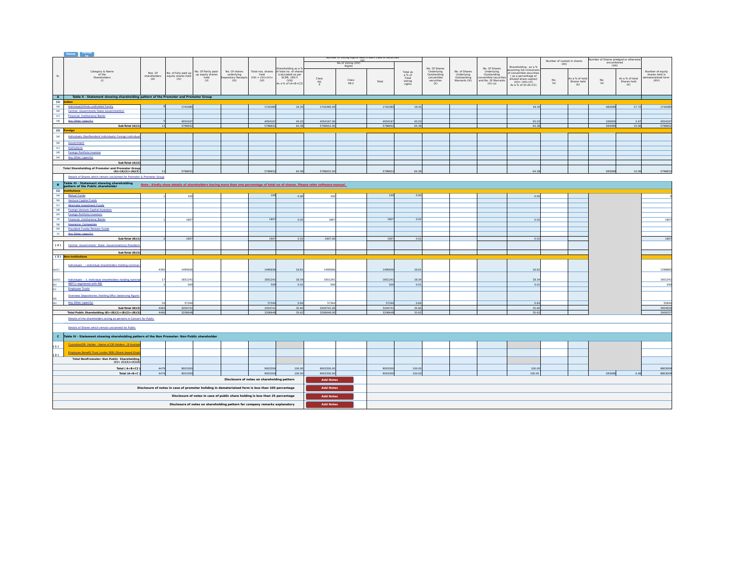| Sr. | Category & Name of the Shareholders (I) | Nos. Of shareholders (III) | No. of fully paid up equity shares held (IV) | No. Of Partly paid-up equity shares held (V) | No. Of shares underlying Depository Receipts (VI) | Total nos. shares held (VII) = (IV)+(V)+ (VI) | Shareholding as a % of total no. of shares (calculated as per SCRR, 1957) (VIII) As a % of (A+B+C2) | Number of Voting Rights held in each class of securities (IX) | | | | No. Of Shares Underlying Outstanding convertible securities (X) | No. of Shares Underlying Outstanding Warrants (Xi) | No. Of Shares Underlying Outstanding convertible securities and No. Of Warrants (Xi) (a) | Shareholding , as a % assuming full conversion of convertible securities ( as a percentage of diluted share capital) (XI)= (VII)+(X) As a % of (A+B+C2) | Number of Locked in shares (XII) | | Number of Shares pledged or otherwise encumbered (XIII) | | Number of equity shares held in dematerialized form (XIV) |
|---|---|---|---|---|---|---|---|---|---|---|---|---|---|---|---|---|---|---|---|---|
| | | | | | | | | No of Voting (XIV) Rights | | | Total as a % of Total Voting rights | | | | | | | | | |
| | | | | | | | | Class eg: X | Class eg:y | Total | | | | | | No. (a) | As a % of total Shares held (b) | No. (a) | As a % of total Shares held (b) | |
| **A** | **Table II - Statement showing shareholding pattern of the Promoter and Promoter Group** | | | | | | | | | | | | | | | | | | | |
| **(1)** | **Indian** | | | | | | | | | | | | | | | | | | | |
| (a) | Individuals/Hindu undivided Family | 8 | 1742485 | | | 1742485 | 19.35 | 1742485.00 | | 1742485 | 19.35 | | | | 19.35 | | | 483089 | 27.72 | 1742485 |
| (b) | Central Government/ State Government(s) | | | | | | | | | | | | | | | | | | | |
| (c) | Financial Institutions/ Banks | | | | | | | | | | | | | | | | | | | |
| (d) | Any Other (specify) | 5 | 4054167 | | | 4054167 | 45.03 | 4054167.00 | | 4054167 | 45.03 | | | | 45.03 | | | 100000 | 2.47 | 4054167 |
| | **Sub-Total (A)(1)** | 13 | 5796652 | | | 5796652 | 64.38 | 5796652.00 | | 5796652 | 64.38 | | | | 64.38 | | | 583089 | 10.06 | 5796652 |
| **(2)** | **Foreign** | | | | | | | | | | | | | | | | | | | |
| (a) | Individuals (NonResident Individuals/ Foreign Individuals) | | | | | | | | | | | | | | | | | | | |
| (b) | Government | | | | | | | | | | | | | | | | | | | |
| (c) | Institutions | | | | | | | | | | | | | | | | | | | |
| (d) | Foreign Portfolio Investor | | | | | | | | | | | | | | | | | | | |
| (e) | Any Other (specify) | | | | | | | | | | | | | | | | | | | |
| | **Sub-Total (A)(2)** | | | | | | | | | | | | | | | | | | | |
| | **Total Shareholding of Promoter and Promoter Group (A)=(A)(1)+(A)(2)** | 13 | 5796652 | | | 5796652 | 64.38 | 5796652.00 | | 5796652 | 64.38 | | | | 64.38 | | | 583089 | 10.06 | 5796652 |
| | Details of Shares which remain unclaimed for Promoter & Promoter Group | | | | | | | | | | | | | | | | | | | |
| **B** | **Table III - Statement showing shareholding pattern of the Public shareholder** | Note : Kindly show details of shareholders having more than one percentage of total no of shares. Please refer software manual. | | | | | | | | | | | | | | | | | | |
| **(1)** | **Institutions** | | | | | | | | | | | | | | | | | | | |
| (a) | Mutual Funds | 1 | 100 | | | 100 | 0.00 | 100 | | 100 | 0.00 | | | | 0.00 | | | | | 0 |
| (b) | Venture Capital Funds | | | | | | | | | | | | | | | | | | | |
| (c) | Alternate Investment Funds | | | | | | | | | | | | | | | | | | | |
| (d) | Foreign Venture Capital Investors | | | | | | | | | | | | | | | | | | | |
| (e) | Foreign Portfolio Investors | | | | | | | | | | | | | | | | | | | |
| (f) | Financial Institutions/ Banks | 1 | 1807 | | | 1807 | 0.02 | 1807 | | 1807 | 0.02 | | | | 0.02 | | | | | 1807 |
| (g) | Insurance Companies | | | | | | | | | | | | | | | | | | | |
| (h) | Provident Funds/ Pension Funds | | | | | | | | | | | | | | | | | | | |
| (i) | Any Other (specify) | | | | | | | | | | | | | | | | | | | |
| | **Sub-Total (B)(1)** | 2 | 1907 | | | 1907 | 0.02 | 1907.00 | | 1907 | 0.02 | | | | 0.02 | | | | | 1807 |
| **(2)** | Central Government/ State Government(s)/ President of India | | | | | | | | | | | | | | | | | | | |
| | **Sub-Total (B)(2)** | | | | | | | | | | | | | | | | | | | |
| **(3)** | **Non-institutions** | | | | | | | | | | | | | | | | | | | |
| (a(i)) | Individuals - i.Individual shareholders holding nominal share capital up to Rs. 2 lakhs. | 4392 | 1495656 | | | 1495656 | 16.61 | 1495656 | | 1495656 | 16.61 | | | | 16.61 | | | | | 1296865 |
| (a(ii)) | Individuals - ii. Individual shareholders holding nominal share capital in excess of Rs. 2 lakhs. | 17 | 1651241 | | | 1651241 | 18.34 | 1651241 | | 1651241 | 18.34 | | | | 18.34 | | | | | 1651241 |
| (b) | NBFCs registered with RBI | 1 | 500 | | | 500 | 0.01 | 500 | | 500 | 0.01 | | | | 0.01 | | | | | 500 |
| (c) | Employee Trusts | | | | | | | | | | | | | | | | | | | |
| (d) | Overseas Depositories (holding DRs) (balancing figure) | | | | | | | | | | | | | | | | | | | |
| (e) | Any Other (specify) | 54 | 57344 | | | 57344 | 0.64 | 57344 | | 57344 | 0.64 | | | | 0.64 | | | | | 55944 |
| | **Sub-Total (B)(3)** | 4464 | 3204741 | | | 3204741 | 35.60 | 3204741.00 | | 3204741 | 35.60 | | | | 35.60 | | | | | 3004550 |
| | **Total Public Shareholding (B)=(B)(1)+(B)(2)+(B)(3)** | 4466 | 3206648 | | | 3206648 | 35.62 | 3206648.00 | | 3206648 | 35.62 | | | | 35.62 | | | | | 3006357 |
| | Details of the shareholders acting as persons in Concert for Public | | | | | | | | | | | | | | | | | | | |
| | Details of Shares which remain unclaimed for Public | | | | | | | | | | | | | | | | | | | |
| **C** | **Table IV - Statement showing shareholding pattern of the Non Promoter- Non Public shareholder** | | | | | | | | | | | | | | | | | | | |
| **(1)** | Custodian/DR Holder - Name of DR Holders (If Available) | | | | | | | | | | | | | | | | | | | |
| **(2)** | Employee Benefit Trust (under SEBI (Share based Employee Benefit) Regulations, 2014) | | | | | | | | | | | | | | | | | | | |
| | **Total NonPromoter- Non Public Shareholding (C)= (C)(1)+(C)(2)** | | | | | | | | | | | | | | | | | | | |
| | **Total ( A+B+C2 )** | 4479 | 9003300 | | | 9003300 | 100.00 | 9003300.00 | | 9003300 | 100.00 | | | | 100.00 | | | | | 8803009 |
| | **Total (A+B+C )** | 4479 | 9003300 | | | 9003300 | 100.00 | 9003300.00 | | 9003300 | 100.00 | | | | 100.00 | | | 583089 | 6.48 | 8803009 |

Disclosure of notes on shareholding pattern — Add Notes

Disclosure of notes in case of promoter holiding in dematerialsed form is less than 100 percentage — Add Notes

Disclosure of notes in case of public share holding is less than 25 percentage — Add Notes

Disclosure of notes on shareholding pattern for company remarks explanatory — Add Notes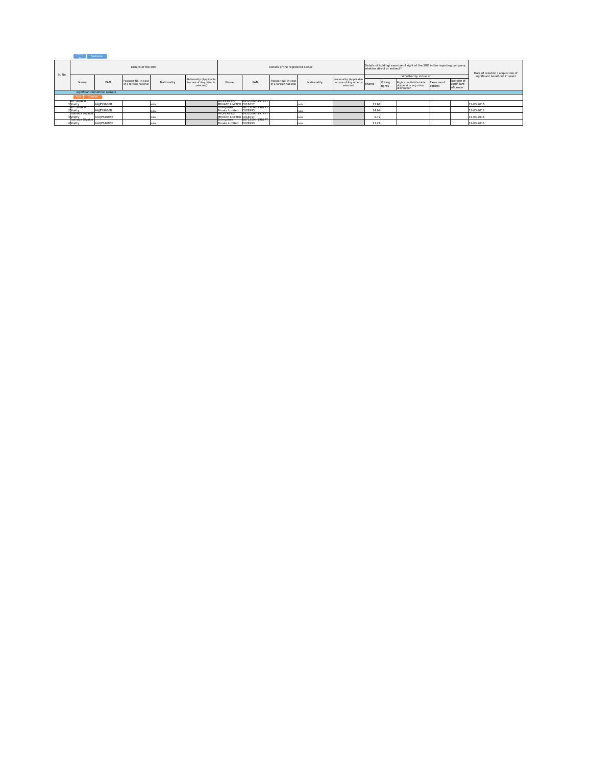| Sr. No. | Details of the SBO | | | | | Details of the registered owner | | | | | Details of holding/ exercise of right of the SBO in the reporting company, whether direct or indirect*: | | | | | Date of creation / acquisition of significant beneficial interest |
|---|---|---|---|---|---|---|---|---|---|---|---|---|---|---|---|---|
| | | | | | | | | | | | Whether by virtue of: | | | | | |
| | Name | PAN | Passport No. in case of a foreign national | Nationality | Nationality (Applicable in case of Any other is selected) | Name | PAN | Passport No. in case of a foreign national | Nationality | Nationality (Applicable in case of Any other is selected) | Shares | Voting rights | Rights on distributable dividend or any other distribution | Exercise of control | Exercise of significant influence | |
| significant beneficial owners | | | | | | | | | | | | | | | | |
| 1 | Mr. Divakar Shetty | AAJPS9636B | | India | | PROPERTIES PRIVATE LIMITED | U45200MH1974PTC018017 | | India | | 11.68 | | | | | 31-03-2016 |
| 2 | Mr. Divakar Shetty | AAJPS9636B | | India | | Enterprises Private Limited | U67120MH1982PTC028993 | | India | | 14.64 | | | | | 31-03-2016 |
| 3 | Yashoda Divakar Shetty | AAQPS4696E | | India | | PROPERTIES PRIVATE LIMITED | U45200MH1974PTC018017 | | India | | 9.72 | | | | | 31-03-2016 |
| 4 | Yashoda Divakar Shetty | AAQPS4696E | | India | | Enterprises Private Limited | U67120MH1982PTC028993 | | India | | 13.21 | | | | | 31-03-2016 |